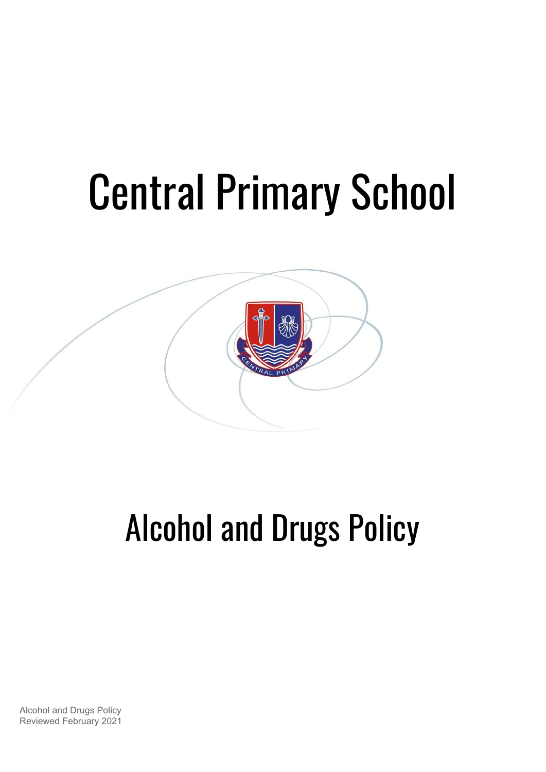# Central Primary School

# Alcohol and Drugs Policy

Alcohol and Drugs Policy
Reviewed February 2021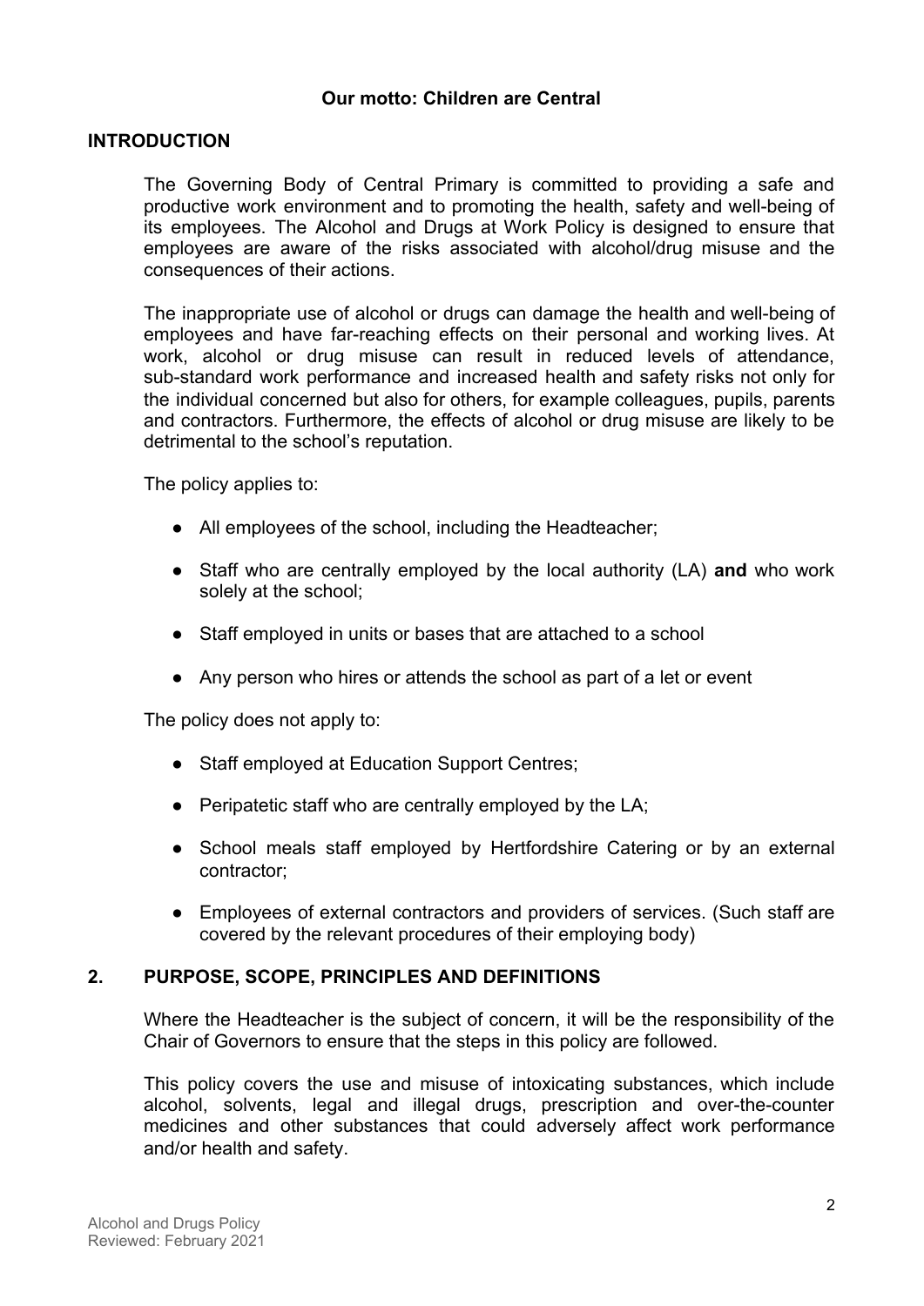**Our motto: Children are Central**

## INTRODUCTION

The Governing Body of Central Primary is committed to providing a safe and productive work environment and to promoting the health, safety and well-being of its employees. The Alcohol and Drugs at Work Policy is designed to ensure that employees are aware of the risks associated with alcohol/drug misuse and the consequences of their actions.

The inappropriate use of alcohol or drugs can damage the health and well-being of employees and have far-reaching effects on their personal and working lives. At work, alcohol or drug misuse can result in reduced levels of attendance, sub-standard work performance and increased health and safety risks not only for the individual concerned but also for others, for example colleagues, pupils, parents and contractors. Furthermore, the effects of alcohol or drug misuse are likely to be detrimental to the school's reputation.

The policy applies to:

- All employees of the school, including the Headteacher;
- Staff who are centrally employed by the local authority (LA) **and** who work solely at the school;
- Staff employed in units or bases that are attached to a school
- Any person who hires or attends the school as part of a let or event

The policy does not apply to:

- Staff employed at Education Support Centres;
- Peripatetic staff who are centrally employed by the LA;
- School meals staff employed by Hertfordshire Catering or by an external contractor;
- Employees of external contractors and providers of services. (Such staff are covered by the relevant procedures of their employing body)

## 2. PURPOSE, SCOPE, PRINCIPLES AND DEFINITIONS

Where the Headteacher is the subject of concern, it will be the responsibility of the Chair of Governors to ensure that the steps in this policy are followed.

This policy covers the use and misuse of intoxicating substances, which include alcohol, solvents, legal and illegal drugs, prescription and over-the-counter medicines and other substances that could adversely affect work performance and/or health and safety.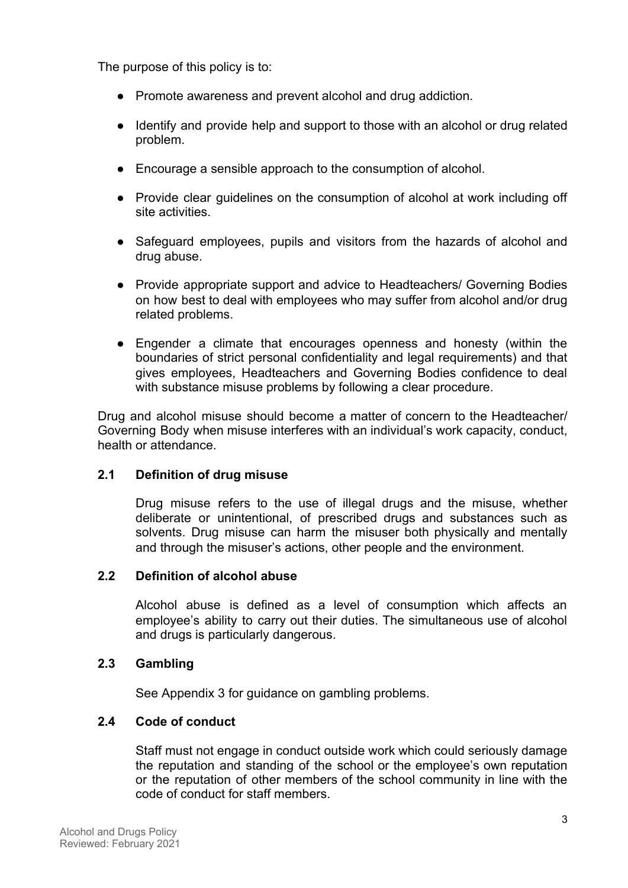The purpose of this policy is to:

- Promote awareness and prevent alcohol and drug addiction.
- Identify and provide help and support to those with an alcohol or drug related problem.
- Encourage a sensible approach to the consumption of alcohol.
- Provide clear guidelines on the consumption of alcohol at work including off site activities.
- Safeguard employees, pupils and visitors from the hazards of alcohol and drug abuse.
- Provide appropriate support and advice to Headteachers/ Governing Bodies on how best to deal with employees who may suffer from alcohol and/or drug related problems.
- Engender a climate that encourages openness and honesty (within the boundaries of strict personal confidentiality and legal requirements) and that gives employees, Headteachers and Governing Bodies confidence to deal with substance misuse problems by following a clear procedure.

Drug and alcohol misuse should become a matter of concern to the Headteacher/ Governing Body when misuse interferes with an individual's work capacity, conduct, health or attendance.

### 2.1 Definition of drug misuse

Drug misuse refers to the use of illegal drugs and the misuse, whether deliberate or unintentional, of prescribed drugs and substances such as solvents. Drug misuse can harm the misuser both physically and mentally and through the misuser's actions, other people and the environment.

### 2.2 Definition of alcohol abuse

Alcohol abuse is defined as a level of consumption which affects an employee's ability to carry out their duties. The simultaneous use of alcohol and drugs is particularly dangerous.

### 2.3 Gambling

See Appendix 3 for guidance on gambling problems.

### 2.4 Code of conduct

Staff must not engage in conduct outside work which could seriously damage the reputation and standing of the school or the employee's own reputation or the reputation of other members of the school community in line with the code of conduct for staff members.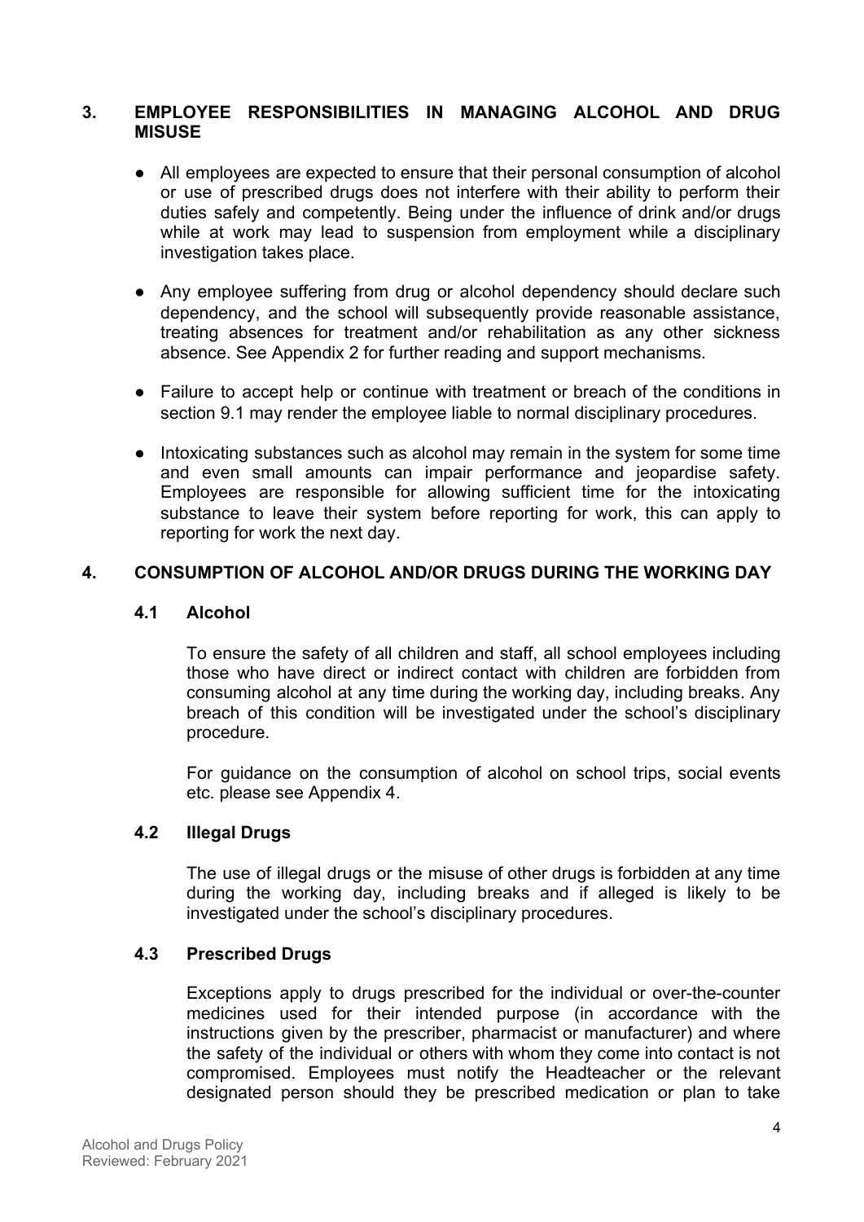## 3. EMPLOYEE RESPONSIBILITIES IN MANAGING ALCOHOL AND DRUG MISUSE

- All employees are expected to ensure that their personal consumption of alcohol or use of prescribed drugs does not interfere with their ability to perform their duties safely and competently. Being under the influence of drink and/or drugs while at work may lead to suspension from employment while a disciplinary investigation takes place.

- Any employee suffering from drug or alcohol dependency should declare such dependency, and the school will subsequently provide reasonable assistance, treating absences for treatment and/or rehabilitation as any other sickness absence. See Appendix 2 for further reading and support mechanisms.

- Failure to accept help or continue with treatment or breach of the conditions in section 9.1 may render the employee liable to normal disciplinary procedures.

- Intoxicating substances such as alcohol may remain in the system for some time and even small amounts can impair performance and jeopardise safety. Employees are responsible for allowing sufficient time for the intoxicating substance to leave their system before reporting for work, this can apply to reporting for work the next day.

## 4. CONSUMPTION OF ALCOHOL AND/OR DRUGS DURING THE WORKING DAY

### 4.1 Alcohol

To ensure the safety of all children and staff, all school employees including those who have direct or indirect contact with children are forbidden from consuming alcohol at any time during the working day, including breaks. Any breach of this condition will be investigated under the school's disciplinary procedure.

For guidance on the consumption of alcohol on school trips, social events etc. please see Appendix 4.

### 4.2 Illegal Drugs

The use of illegal drugs or the misuse of other drugs is forbidden at any time during the working day, including breaks and if alleged is likely to be investigated under the school's disciplinary procedures.

### 4.3 Prescribed Drugs

Exceptions apply to drugs prescribed for the individual or over-the-counter medicines used for their intended purpose (in accordance with the instructions given by the prescriber, pharmacist or manufacturer) and where the safety of the individual or others with whom they come into contact is not compromised. Employees must notify the Headteacher or the relevant designated person should they be prescribed medication or plan to take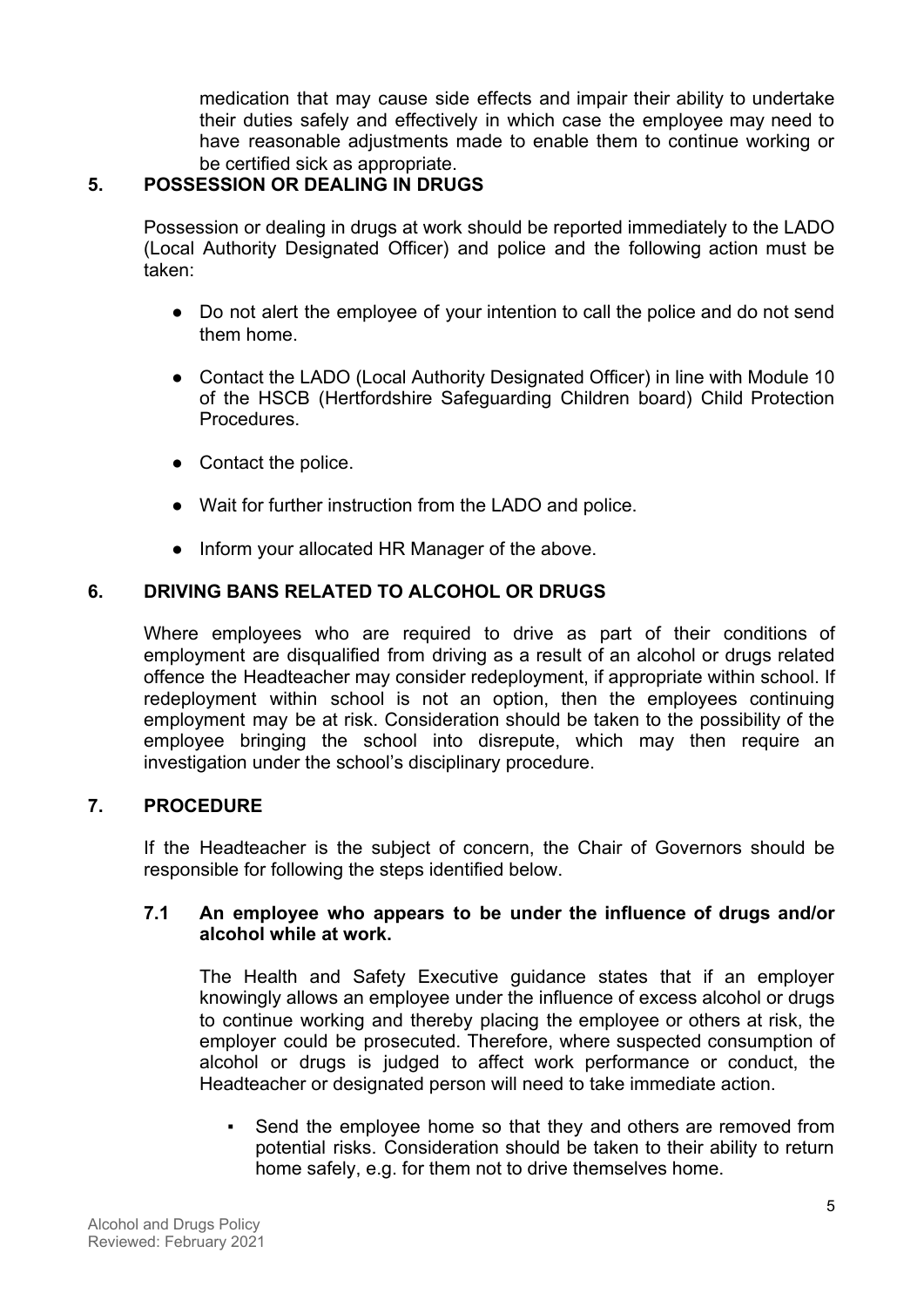medication that may cause side effects and impair their ability to undertake their duties safely and effectively in which case the employee may need to have reasonable adjustments made to enable them to continue working or be certified sick as appropriate.

## 5. POSSESSION OR DEALING IN DRUGS

Possession or dealing in drugs at work should be reported immediately to the LADO (Local Authority Designated Officer) and police and the following action must be taken:

- Do not alert the employee of your intention to call the police and do not send them home.
- Contact the LADO (Local Authority Designated Officer) in line with Module 10 of the HSCB (Hertfordshire Safeguarding Children board) Child Protection Procedures.
- Contact the police.
- Wait for further instruction from the LADO and police.
- Inform your allocated HR Manager of the above.

## 6. DRIVING BANS RELATED TO ALCOHOL OR DRUGS

Where employees who are required to drive as part of their conditions of employment are disqualified from driving as a result of an alcohol or drugs related offence the Headteacher may consider redeployment, if appropriate within school. If redeployment within school is not an option, then the employees continuing employment may be at risk. Consideration should be taken to the possibility of the employee bringing the school into disrepute, which may then require an investigation under the school's disciplinary procedure.

## 7. PROCEDURE

If the Headteacher is the subject of concern, the Chair of Governors should be responsible for following the steps identified below.

### 7.1 An employee who appears to be under the influence of drugs and/or alcohol while at work.

The Health and Safety Executive guidance states that if an employer knowingly allows an employee under the influence of excess alcohol or drugs to continue working and thereby placing the employee or others at risk, the employer could be prosecuted. Therefore, where suspected consumption of alcohol or drugs is judged to affect work performance or conduct, the Headteacher or designated person will need to take immediate action.

- Send the employee home so that they and others are removed from potential risks. Consideration should be taken to their ability to return home safely, e.g. for them not to drive themselves home.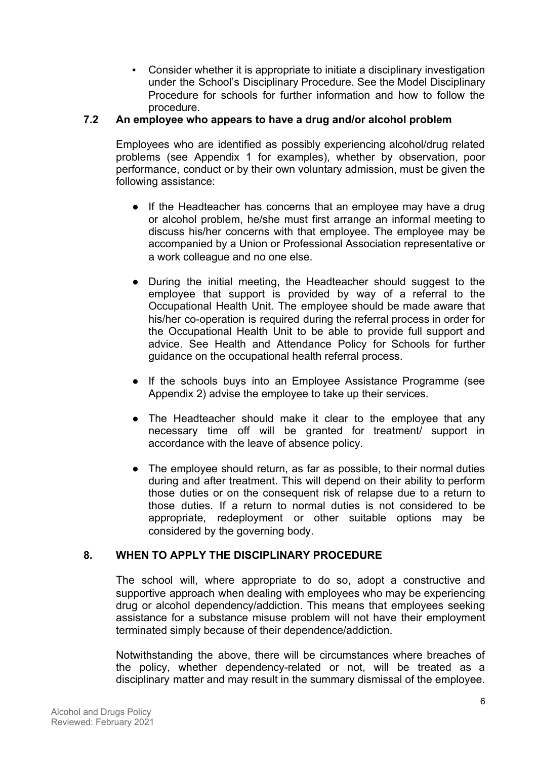- Consider whether it is appropriate to initiate a disciplinary investigation under the School's Disciplinary Procedure. See the Model Disciplinary Procedure for schools for further information and how to follow the procedure.

### 7.2 An employee who appears to have a drug and/or alcohol problem

Employees who are identified as possibly experiencing alcohol/drug related problems (see Appendix 1 for examples), whether by observation, poor performance, conduct or by their own voluntary admission, must be given the following assistance:

- If the Headteacher has concerns that an employee may have a drug or alcohol problem, he/she must first arrange an informal meeting to discuss his/her concerns with that employee. The employee may be accompanied by a Union or Professional Association representative or a work colleague and no one else.

- During the initial meeting, the Headteacher should suggest to the employee that support is provided by way of a referral to the Occupational Health Unit. The employee should be made aware that his/her co-operation is required during the referral process in order for the Occupational Health Unit to be able to provide full support and advice. See Health and Attendance Policy for Schools for further guidance on the occupational health referral process.

- If the schools buys into an Employee Assistance Programme (see Appendix 2) advise the employee to take up their services.

- The Headteacher should make it clear to the employee that any necessary time off will be granted for treatment/ support in accordance with the leave of absence policy.

- The employee should return, as far as possible, to their normal duties during and after treatment. This will depend on their ability to perform those duties or on the consequent risk of relapse due to a return to those duties. If a return to normal duties is not considered to be appropriate, redeployment or other suitable options may be considered by the governing body.

## 8. WHEN TO APPLY THE DISCIPLINARY PROCEDURE

The school will, where appropriate to do so, adopt a constructive and supportive approach when dealing with employees who may be experiencing drug or alcohol dependency/addiction. This means that employees seeking assistance for a substance misuse problem will not have their employment terminated simply because of their dependence/addiction.

Notwithstanding the above, there will be circumstances where breaches of the policy, whether dependency-related or not, will be treated as a disciplinary matter and may result in the summary dismissal of the employee.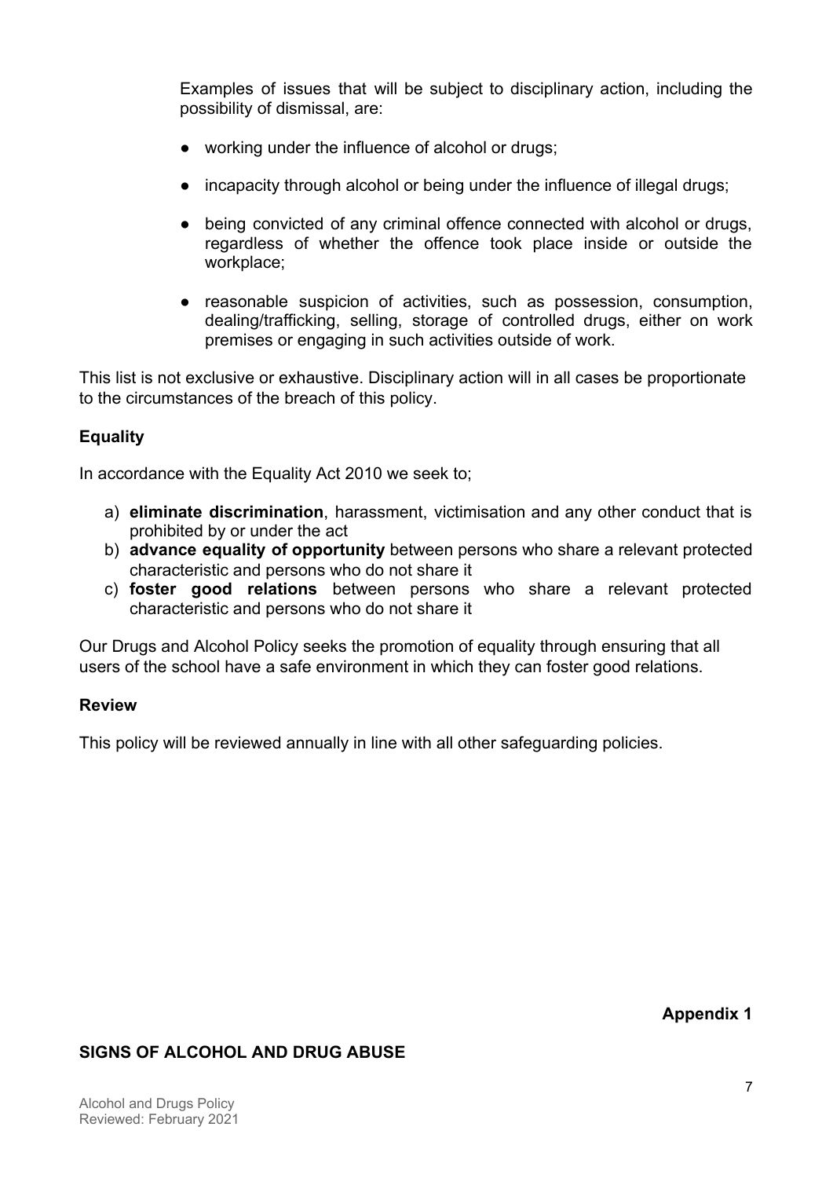Examples of issues that will be subject to disciplinary action, including the possibility of dismissal, are:

- working under the influence of alcohol or drugs;
- incapacity through alcohol or being under the influence of illegal drugs;
- being convicted of any criminal offence connected with alcohol or drugs, regardless of whether the offence took place inside or outside the workplace;
- reasonable suspicion of activities, such as possession, consumption, dealing/trafficking, selling, storage of controlled drugs, either on work premises or engaging in such activities outside of work.

This list is not exclusive or exhaustive. Disciplinary action will in all cases be proportionate to the circumstances of the breach of this policy.

## Equality

In accordance with the Equality Act 2010 we seek to;

a) **eliminate discrimination**, harassment, victimisation and any other conduct that is prohibited by or under the act
b) **advance equality of opportunity** between persons who share a relevant protected characteristic and persons who do not share it
c) **foster good relations** between persons who share a relevant protected characteristic and persons who do not share it

Our Drugs and Alcohol Policy seeks the promotion of equality through ensuring that all users of the school have a safe environment in which they can foster good relations.

## Review

This policy will be reviewed annually in line with all other safeguarding policies.

**Appendix 1**

## SIGNS OF ALCOHOL AND DRUG ABUSE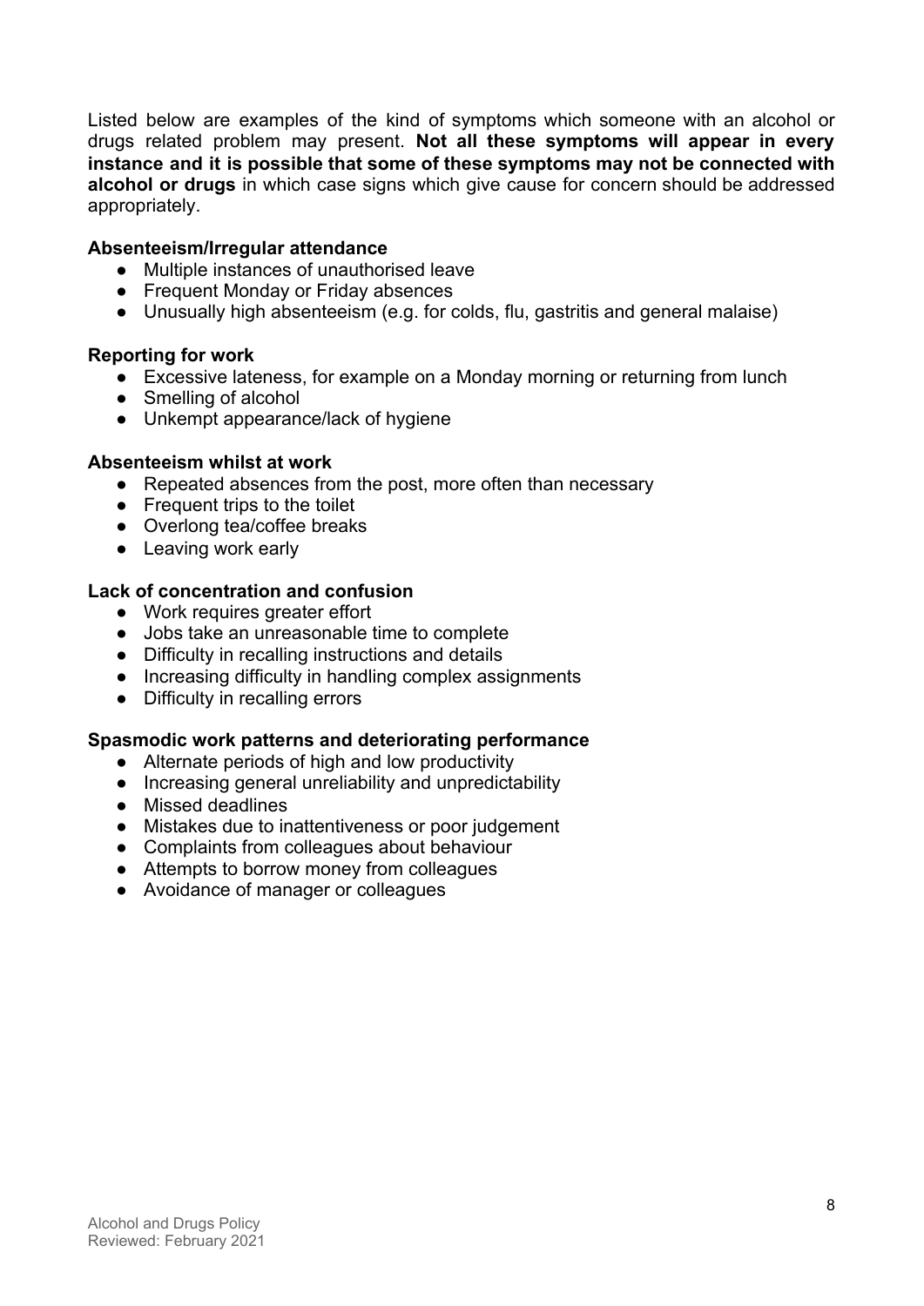Listed below are examples of the kind of symptoms which someone with an alcohol or drugs related problem may present. **Not all these symptoms will appear in every instance and it is possible that some of these symptoms may not be connected with alcohol or drugs** in which case signs which give cause for concern should be addressed appropriately.

**Absenteeism/Irregular attendance**

- Multiple instances of unauthorised leave
- Frequent Monday or Friday absences
- Unusually high absenteeism (e.g. for colds, flu, gastritis and general malaise)

**Reporting for work**

- Excessive lateness, for example on a Monday morning or returning from lunch
- Smelling of alcohol
- Unkempt appearance/lack of hygiene

**Absenteeism whilst at work**

- Repeated absences from the post, more often than necessary
- Frequent trips to the toilet
- Overlong tea/coffee breaks
- Leaving work early

**Lack of concentration and confusion**

- Work requires greater effort
- Jobs take an unreasonable time to complete
- Difficulty in recalling instructions and details
- Increasing difficulty in handling complex assignments
- Difficulty in recalling errors

**Spasmodic work patterns and deteriorating performance**

- Alternate periods of high and low productivity
- Increasing general unreliability and unpredictability
- Missed deadlines
- Mistakes due to inattentiveness or poor judgement
- Complaints from colleagues about behaviour
- Attempts to borrow money from colleagues
- Avoidance of manager or colleagues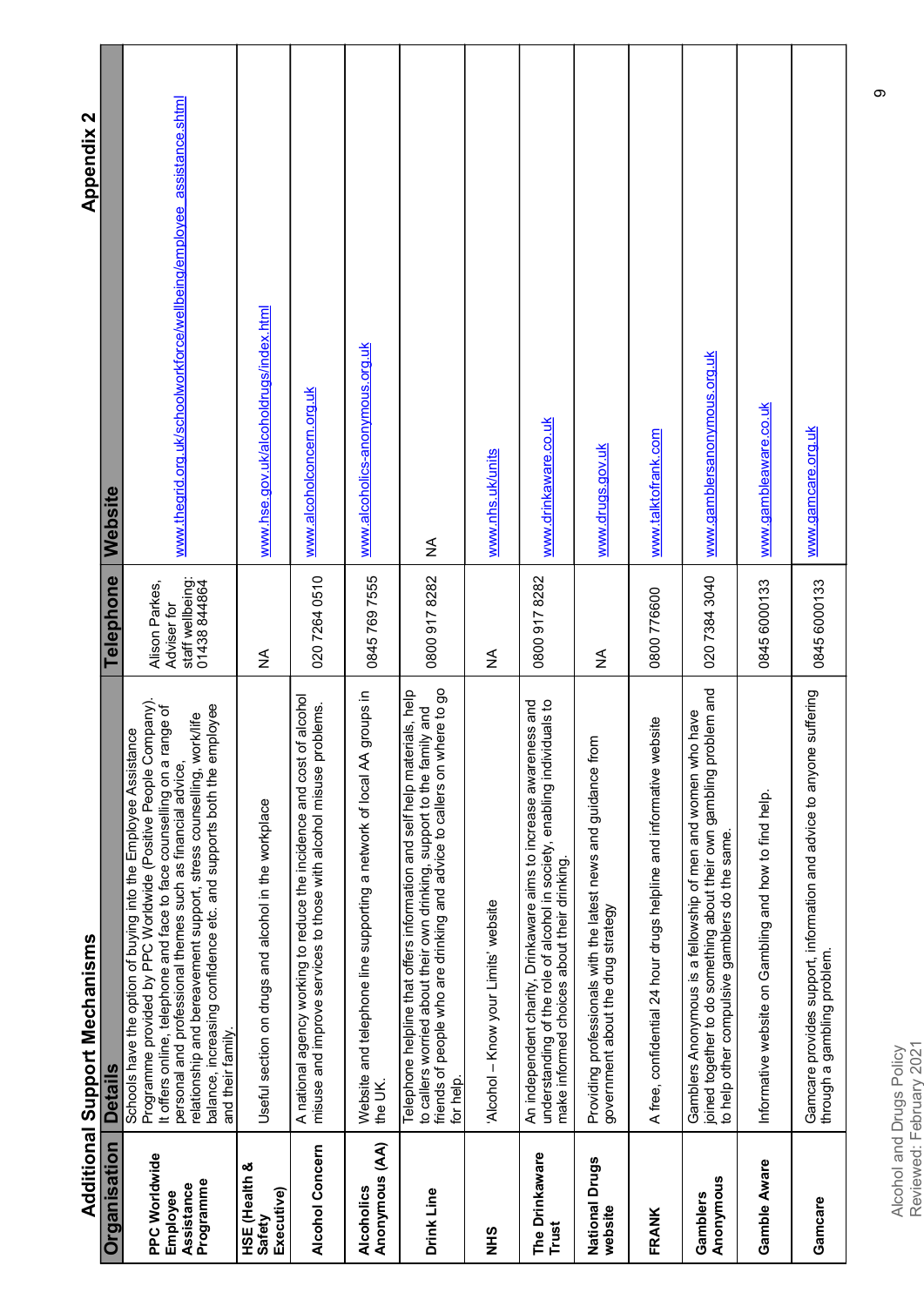## Appendix 2

## Additional Support Mechanisms

| Organisation | Details | Telephone | Website |
|---|---|---|---|
| **PPC Worldwide Employee Assistance Programme** | Schools have the option of buying into the Employee Assistance Programme provided by PPC Worldwide (Positive People Company). It offers online, telephone and face to face counselling on a range of personal and professional themes such as financial advice, relationship and bereavement support, stress counselling, work/life balance, increasing confidence etc. and supports both the employee and their family. | Alison Parkes, Adviser for staff wellbeing: 01438 844864 | www.thegrid.org.uk/schoolworkforce/wellbeing/employee_assistance.shtml |
| **HSE (Health & Safety Executive)** | Useful section on drugs and alcohol in the workplace | NA | www.hse.gov.uk/alcoholdrugs/index.html |
| **Alcohol Concern** | A national agency working to reduce the incidence and cost of alcohol misuse and improve services to those with alcohol misuse problems. | 020 7264 0510 | www.alcoholconcern.org.uk |
| **Alcoholics Anonymous (AA)** | Website and telephone line supporting a network of local AA groups in the UK. | 0845 769 7555 | www.alcoholics-anonymous.org.uk |
| **Drink Line** | Telephone helpline that offers information and self help materials, help to callers worried about their own drinking, support to the family and friends of people who are drinking and advice to callers on where to go for help. | 0800 917 8282 | NA |
| **NHS** | 'Alcohol – Know your Limits' website | NA | www.nhs.uk/units |
| **The Drinkaware Trust** | An independent charity, Drinkaware aims to increase awareness and understanding of the role of alcohol in society, enabling individuals to make informed choices about their drinking. | 0800 917 8282 | www.drinkaware.co.uk |
| **National Drugs website** | Providing professionals with the latest news and guidance from government about the drug strategy | NA | www.drugs.gov.uk |
| **FRANK** | A free, confidential 24 hour drugs helpline and informative website | 0800 776600 | www.talktofrank.com |
| **Gamblers Anonymous** | Gamblers Anonymous is a fellowship of men and women who have joined together to do something about their own gambling problem and to help other compulsive gamblers do the same. | 020 7384 3040 | www.gamblersanonymous.org.uk |
| **Gamble Aware** | Informative website on Gambling and how to find help. | 0845 6000133 | www.gambleaware.co.uk |
| **Gamcare** | Gamcare provides support, information and advice to anyone suffering through a gambling problem. | 0845 6000133 | www.gamcare.org.uk |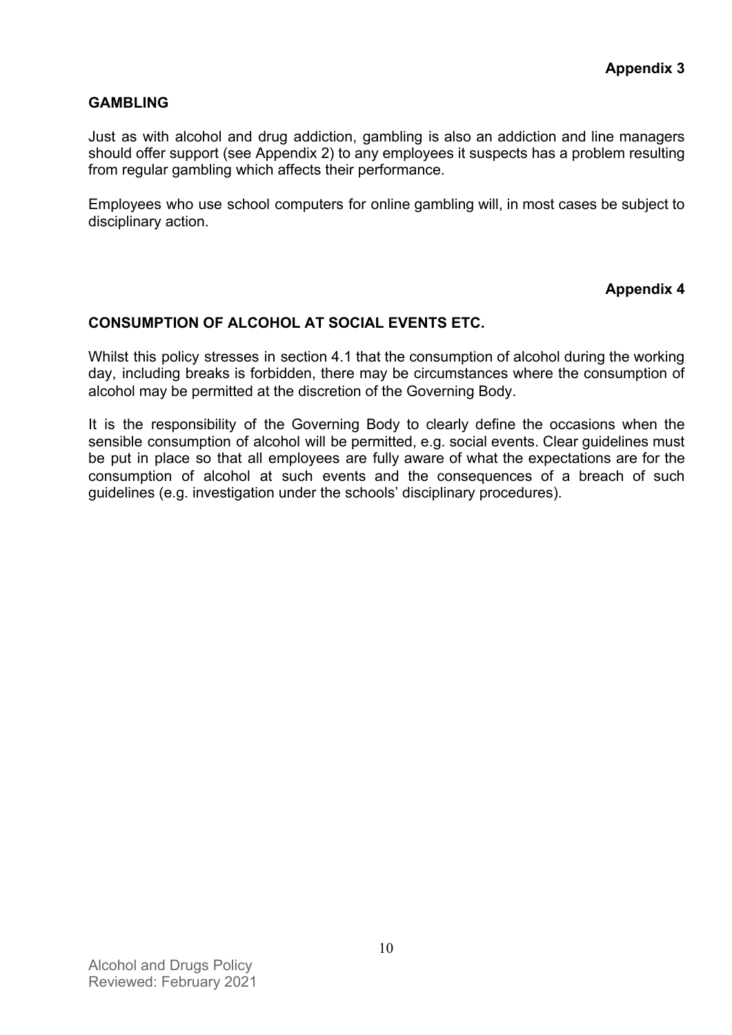**Appendix 3**

## GAMBLING

Just as with alcohol and drug addiction, gambling is also an addiction and line managers should offer support (see Appendix 2) to any employees it suspects has a problem resulting from regular gambling which affects their performance.

Employees who use school computers for online gambling will, in most cases be subject to disciplinary action.

**Appendix 4**

## CONSUMPTION OF ALCOHOL AT SOCIAL EVENTS ETC.

Whilst this policy stresses in section 4.1 that the consumption of alcohol during the working day, including breaks is forbidden, there may be circumstances where the consumption of alcohol may be permitted at the discretion of the Governing Body.

It is the responsibility of the Governing Body to clearly define the occasions when the sensible consumption of alcohol will be permitted, e.g. social events. Clear guidelines must be put in place so that all employees are fully aware of what the expectations are for the consumption of alcohol at such events and the consequences of a breach of such guidelines (e.g. investigation under the schools' disciplinary procedures).